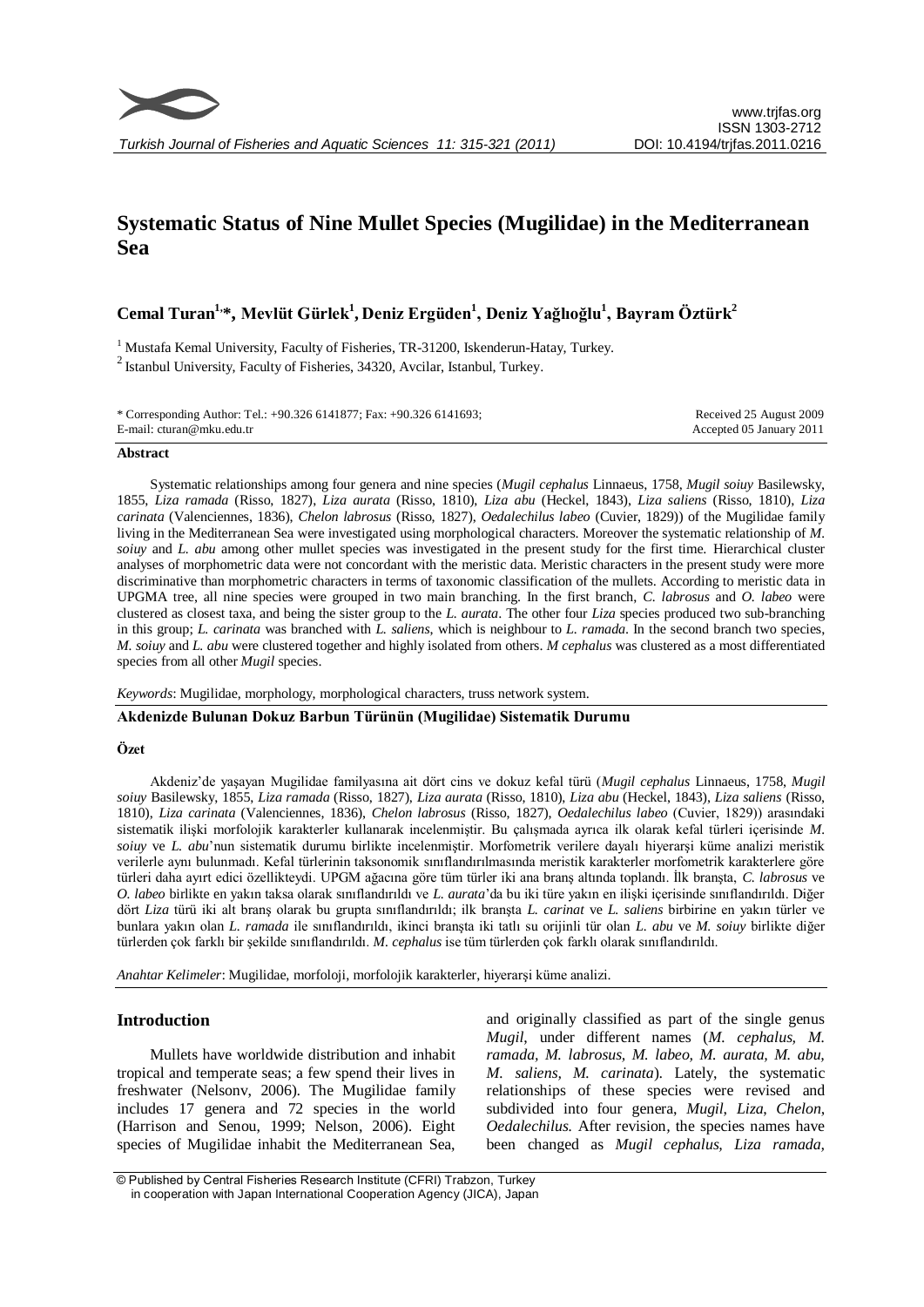# Systematic Status of Nine Mullet Species (Mugilidae) in the Mediterranean Sea

**Cemal Turan[1,*], Mevlüt Gürlek[1], Deniz Ergüden[1], Deniz Yağlıoğlu[1], Bayram Öztürk[2]**

[1] Mustafa Kemal University, Faculty of Fisheries, TR-31200, Iskenderun-Hatay, Turkey.

[2] Istanbul University, Faculty of Fisheries, 34320, Avcilar, Istanbul, Turkey.

\* Corresponding Author: Tel.: +90.326 6141877; Fax: +90.326 6141693; E-mail: cturan@mku.edu.tr

Received 25 August 2009
Accepted 05 January 2011

## Abstract

Systematic relationships among four genera and nine species (*Mugil cephalus* Linnaeus, 1758, *Mugil soiuy* Basilewsky, 1855, *Liza ramada* (Risso, 1827), *Liza aurata* (Risso, 1810), *Liza abu* (Heckel, 1843), *Liza saliens* (Risso, 1810), *Liza carinata* (Valenciennes, 1836), *Chelon labrosus* (Risso, 1827), *Oedalechilus labeo* (Cuvier, 1829)) of the Mugilidae family living in the Mediterranean Sea were investigated using morphological characters. Moreover the systematic relationship of *M. soiuy* and *L. abu* among other mullet species was investigated in the present study for the first time. Hierarchical cluster analyses of morphometric data were not concordant with the meristic data. Meristic characters in the present study were more discriminative than morphometric characters in terms of taxonomic classification of the mullets. According to meristic data in UPGMA tree, all nine species were grouped in two main branching. In the first branch, *C. labrosus* and *O. labeo* were clustered as closest taxa, and being the sister group to the *L. aurata*. The other four *Liza* species produced two sub-branching in this group; *L. carinata* was branched with *L. saliens*, which is neighbour to *L. ramada*. In the second branch two species, *M. soiuy* and *L. abu* were clustered together and highly isolated from others. *M cephalus* was clustered as a most differentiated species from all other *Mugil* species.

*Keywords*: Mugilidae, morphology, morphological characters, truss network system.

## Akdenizde Bulunan Dokuz Barbun Türünün (Mugilidae) Sistematik Durumu

### Özet

Akdeniz'de yaşayan Mugilidae familyasına ait dört cins ve dokuz kefal türü (*Mugil cephalus* Linnaeus, 1758, *Mugil soiuy* Basilewsky, 1855, *Liza ramada* (Risso, 1827), *Liza aurata* (Risso, 1810), *Liza abu* (Heckel, 1843), *Liza saliens* (Risso, 1810), *Liza carinata* (Valenciennes, 1836), *Chelon labrosus* (Risso, 1827), *Oedalechilus labeo* (Cuvier, 1829)) arasındaki sistematik ilişki morfolojik karakterler kullanarak incelenmiştir. Bu çalışmada ayrıca ilk olarak kefal türleri içerisinde *M. soiuy* ve *L. abu*'nun sistematik durumu birlikte incelenmiştir. Morfometrik verilere dayalı hiyerarşi küme analizi meristik verilerle aynı bulunmadı. Kefal türlerinin taksonomik sınıflandırılmasında meristik karakterler morfometrik karakterlere göre türleri daha ayırt edici özellikteydi. UPGM ağacına göre tüm türler iki ana branş altında toplandı. İlk branşta, *C. labrosus* ve *O. labeo* birlikte en yakın taksa olarak sınıflandırıldı ve *L. aurata*'da bu iki türe yakın en ilişki içerisinde sınıflandırıldı. Diğer dört *Liza* türü iki alt branş olarak bu grupta sınıflandırıldı; ilk branşta *L. carinat* ve *L. saliens* birbirine en yakın türler ve bunlara yakın olan *L. ramada* ile sınıflandırıldı, ikinci branşta iki tatlı su orijinli tür olan *L. abu* ve *M. soiuy* birlikte diğer türlerden çok farklı bir şekilde sınıflandırıldı. *M. cephalus* ise tüm türlerden çok farklı olarak sınıflandırıldı.

*Anahtar Kelimeler*: Mugilidae, morfoloji, morfolojik karakterler, hiyerarşi küme analizi.

## Introduction

Mullets have worldwide distribution and inhabit tropical and temperate seas; a few spend their lives in freshwater (Nelsonv, 2006). The Mugilidae family includes 17 genera and 72 species in the world (Harrison and Senou, 1999; Nelson, 2006). Eight species of Mugilidae inhabit the Mediterranean Sea, and originally classified as part of the single genus *Mugil*, under different names (*M. cephalus, M. ramada, M. labrosus, M. labeo, M. aurata, M. abu, M. saliens, M. carinata*). Lately, the systematic relationships of these species were revised and subdivided into four genera, *Mugil, Liza, Chelon, Oedalechilus.* After revision, the species names have been changed as *Mugil cephalus, Liza ramada,*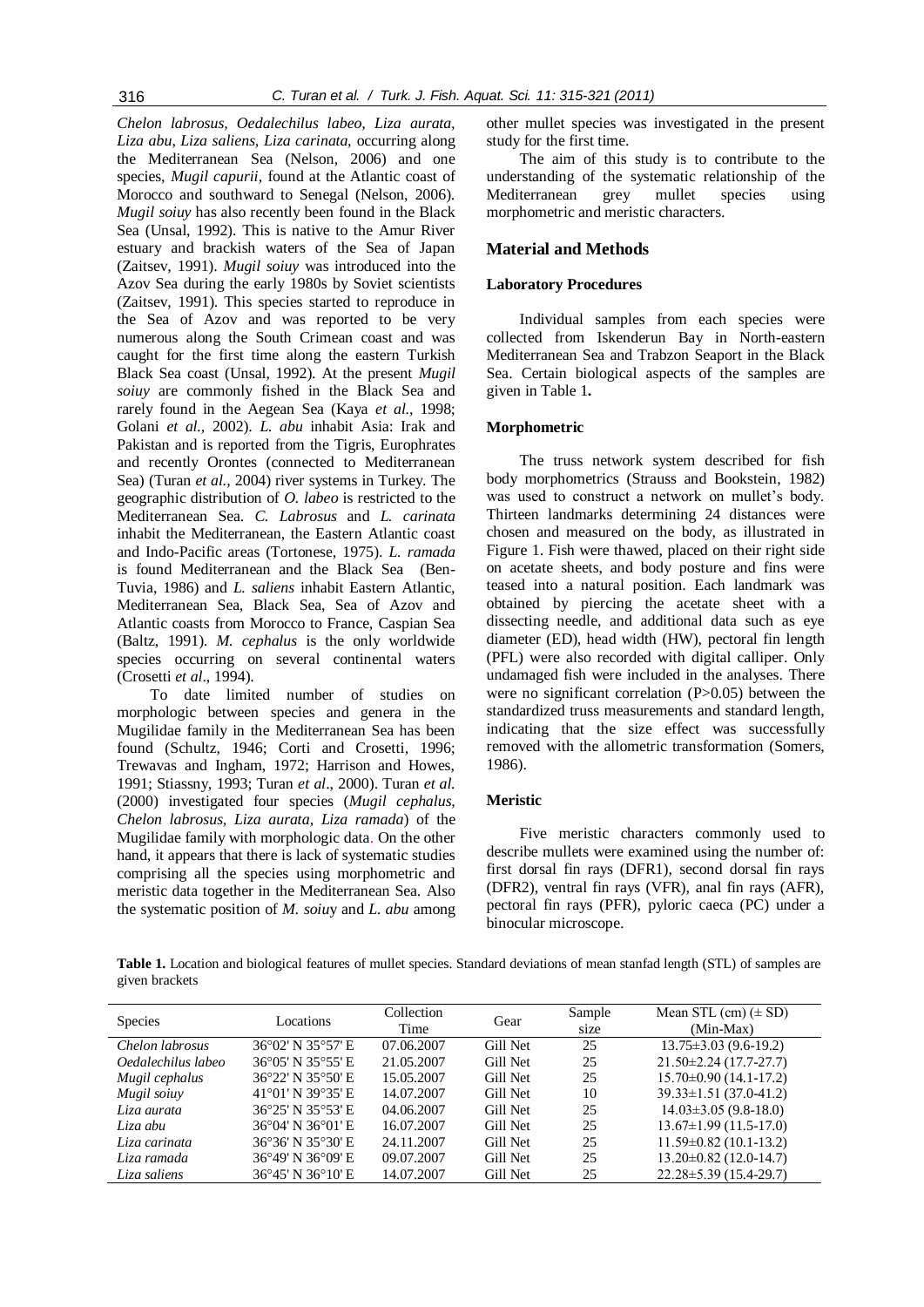*Chelon labrosus, Oedalechilus labeo, Liza aurata, Liza abu, Liza saliens, Liza carinata,* occurring along the Mediterranean Sea (Nelson, 2006) and one species, *Mugil capurii,* found at the Atlantic coast of Morocco and southward to Senegal (Nelson, 2006). *Mugil soiuy* has also recently been found in the Black Sea (Unsal, 1992). This is native to the Amur River estuary and brackish waters of the Sea of Japan (Zaitsev, 1991). *Mugil soiuy* was introduced into the Azov Sea during the early 1980s by Soviet scientists (Zaitsev, 1991). This species started to reproduce in the Sea of Azov and was reported to be very numerous along the South Crimean coast and was caught for the first time along the eastern Turkish Black Sea coast (Unsal, 1992). At the present *Mugil soiuy* are commonly fished in the Black Sea and rarely found in the Aegean Sea (Kaya *et al.*, 1998; Golani *et al.*, 2002). *L. abu* inhabit Asia: Irak and Pakistan and is reported from the Tigris, Europhrates and recently Orontes (connected to Mediterranean Sea) (Turan *et al.*, 2004) river systems in Turkey. The geographic distribution of *O. labeo* is restricted to the Mediterranean Sea. *C. Labrosus* and *L. carinata* inhabit the Mediterranean, the Eastern Atlantic coast and Indo-Pacific areas (Tortonese, 1975). *L. ramada* is found Mediterranean and the Black Sea (Ben-Tuvia, 1986) and *L. saliens* inhabit Eastern Atlantic, Mediterranean Sea, Black Sea, Sea of Azov and Atlantic coasts from Morocco to France, Caspian Sea (Baltz, 1991). *M. cephalus* is the only worldwide species occurring on several continental waters (Crosetti *et al*., 1994).

To date limited number of studies on morphologic between species and genera in the Mugilidae family in the Mediterranean Sea has been found (Schultz, 1946; Corti and Crosetti, 1996; Trewavas and Ingham, 1972; Harrison and Howes, 1991; Stiassny, 1993; Turan *et al*., 2000). Turan *et al.* (2000) investigated four species (*Mugil cephalus, Chelon labrosus, Liza aurata, Liza ramada*) of the Mugilidae family with morphologic data. On the other hand, it appears that there is lack of systematic studies comprising all the species using morphometric and meristic data together in the Mediterranean Sea. Also the systematic position of *M. soiuy* and *L. abu* among other mullet species was investigated in the present study for the first time.

The aim of this study is to contribute to the understanding of the systematic relationship of the Mediterranean grey mullet species using morphometric and meristic characters.

## Material and Methods

### Laboratory Procedures

Individual samples from each species were collected from Iskenderun Bay in North-eastern Mediterranean Sea and Trabzon Seaport in the Black Sea. Certain biological aspects of the samples are given in Table 1**.**

### Morphometric

The truss network system described for fish body morphometrics (Strauss and Bookstein, 1982) was used to construct a network on mullet's body. Thirteen landmarks determining 24 distances were chosen and measured on the body, as illustrated in Figure 1. Fish were thawed, placed on their right side on acetate sheets, and body posture and fins were teased into a natural position. Each landmark was obtained by piercing the acetate sheet with a dissecting needle, and additional data such as eye diameter (ED), head width (HW), pectoral fin length (PFL) were also recorded with digital calliper. Only undamaged fish were included in the analyses. There were no significant correlation (P>0.05) between the standardized truss measurements and standard length, indicating that the size effect was successfully removed with the allometric transformation (Somers, 1986).

### Meristic

Five meristic characters commonly used to describe mullets were examined using the number of: first dorsal fin rays (DFR1), second dorsal fin rays (DFR2), ventral fin rays (VFR), anal fin rays (AFR), pectoral fin rays (PFR), pyloric caeca (PC) under a binocular microscope.

**Table 1.** Location and biological features of mullet species. Standard deviations of mean stanfad length (STL) of samples are given brackets

| Species | Locations | Collection Time | Gear | Sample size | Mean STL (cm) (± SD) (Min-Max) |
|---|---|---|---|---|---|
| *Chelon labrosus* | 36°02' N 35°57' E | 07.06.2007 | Gill Net | 25 | 13.75±3.03 (9.6-19.2) |
| *Oedalechilus labeo* | 36°05' N 35°55' E | 21.05.2007 | Gill Net | 25 | 21.50±2.24 (17.7-27.7) |
| *Mugil cephalus* | 36°22' N 35°50' E | 15.05.2007 | Gill Net | 25 | 15.70±0.90 (14.1-17.2) |
| *Mugil soiuy* | 41°01' N 39°35' E | 14.07.2007 | Gill Net | 10 | 39.33±1.51 (37.0-41.2) |
| *Liza aurata* | 36°25' N 35°53' E | 04.06.2007 | Gill Net | 25 | 14.03±3.05 (9.8-18.0) |
| *Liza abu* | 36°04' N 36°01' E | 16.07.2007 | Gill Net | 25 | 13.67±1.99 (11.5-17.0) |
| *Liza carinata* | 36°36' N 35°30' E | 24.11.2007 | Gill Net | 25 | 11.59±0.82 (10.1-13.2) |
| *Liza ramada* | 36°49' N 36°09' E | 09.07.2007 | Gill Net | 25 | 13.20±0.82 (12.0-14.7) |
| *Liza saliens* | 36°45' N 36°10' E | 14.07.2007 | Gill Net | 25 | 22.28±5.39 (15.4-29.7) |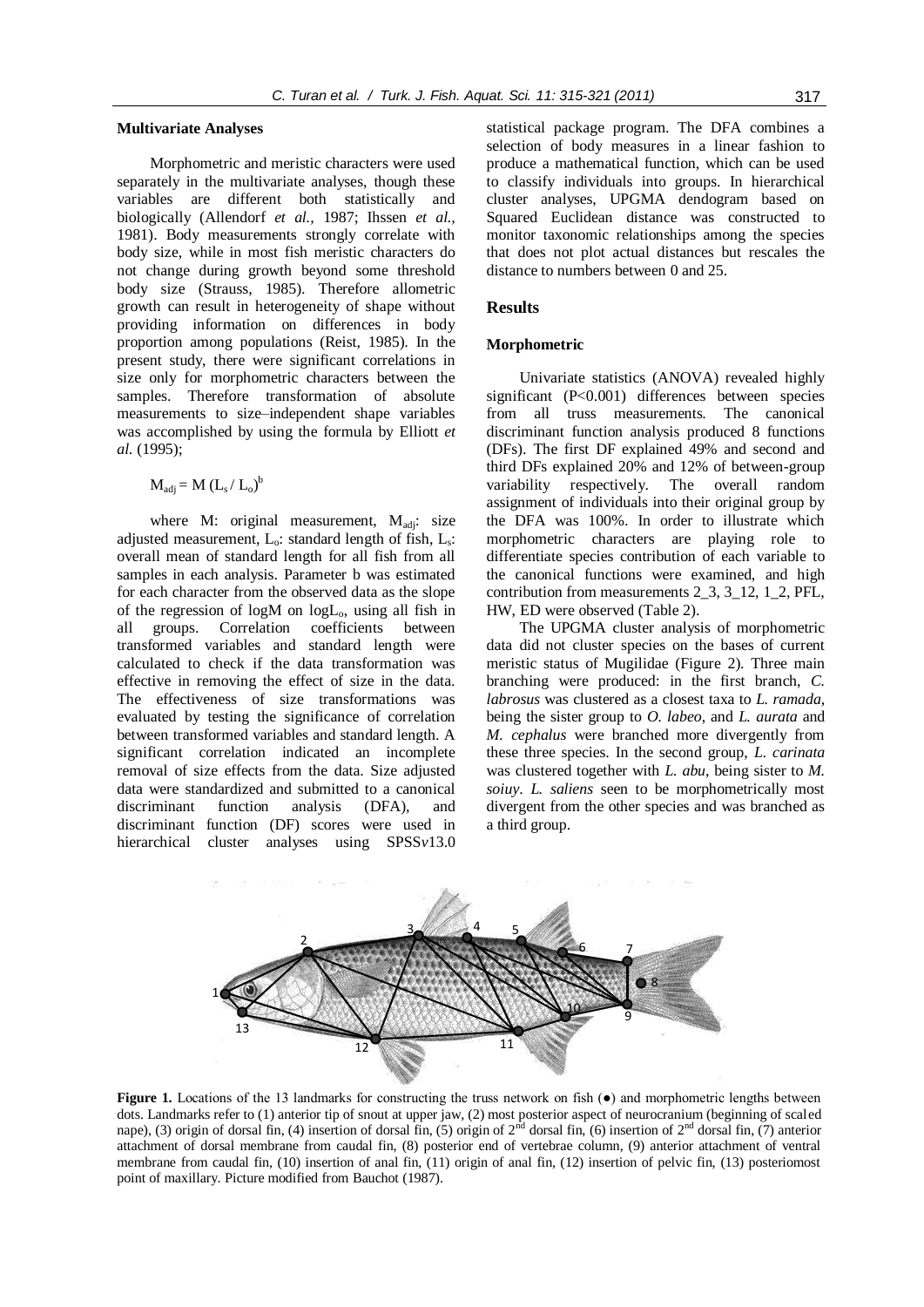### Multivariate Analyses

Morphometric and meristic characters were used separately in the multivariate analyses, though these variables are different both statistically and biologically (Allendorf *et al.*, 1987; Ihssen *et al.*, 1981). Body measurements strongly correlate with body size, while in most fish meristic characters do not change during growth beyond some threshold body size (Strauss, 1985). Therefore allometric growth can result in heterogeneity of shape without providing information on differences in body proportion among populations (Reist, 1985). In the present study, there were significant correlations in size only for morphometric characters between the samples. Therefore transformation of absolute measurements to size–independent shape variables was accomplished by using the formula by Elliott *et al.* (1995);

$$M_{adj} = M\,(L_s / L_o)^b$$

where M: original measurement, $M_{adj}$: size adjusted measurement, $L_o$: standard length of fish, $L_s$: overall mean of standard length for all fish from all samples in each analysis. Parameter b was estimated for each character from the observed data as the slope of the regression of logM on $\log L_o$, using all fish in all groups. Correlation coefficients between transformed variables and standard length were calculated to check if the data transformation was effective in removing the effect of size in the data. The effectiveness of size transformations was evaluated by testing the significance of correlation between transformed variables and standard length. A significant correlation indicated an incomplete removal of size effects from the data. Size adjusted data were standardized and submitted to a canonical discriminant function analysis (DFA), and discriminant function (DF) scores were used in hierarchical cluster analyses using SPSS*v*13.0 statistical package program. The DFA combines a selection of body measures in a linear fashion to produce a mathematical function, which can be used to classify individuals into groups. In hierarchical cluster analyses, UPGMA dendogram based on Squared Euclidean distance was constructed to monitor taxonomic relationships among the species that does not plot actual distances but rescales the distance to numbers between 0 and 25.

## Results

### Morphometric

Univariate statistics (ANOVA) revealed highly significant ($P<0.001$) differences between species from all truss measurements. The canonical discriminant function analysis produced 8 functions (DFs). The first DF explained 49% and second and third DFs explained 20% and 12% of between-group variability respectively. The overall random assignment of individuals into their original group by the DFA was 100%. In order to illustrate which morphometric characters are playing role to differentiate species contribution of each variable to the canonical functions were examined, and high contribution from measurements 2_3, 3_12, 1_2, PFL, HW, ED were observed (Table 2).

The UPGMA cluster analysis of morphometric data did not cluster species on the bases of current meristic status of Mugilidae (Figure 2). Three main branching were produced: in the first branch, *C. labrosus* was clustered as a closest taxa to *L. ramada*, being the sister group to *O. labeo*, and *L. aurata* and *M. cephalus* were branched more divergently from these three species. In the second group, *L. carinata* was clustered together with *L. abu*, being sister to *M. soiuy*. *L. saliens* seen to be morphometrically most divergent from the other species and was branched as a third group.

**Figure 1.** Locations of the 13 landmarks for constructing the truss network on fish (●) and morphometric lengths between dots. Landmarks refer to (1) anterior tip of snout at upper jaw, (2) most posterior aspect of neurocranium (beginning of scaled nape), (3) origin of dorsal fin, (4) insertion of dorsal fin, (5) origin of 2nd dorsal fin, (6) insertion of 2nd dorsal fin, (7) anterior attachment of dorsal membrane from caudal fin, (8) posterior end of vertebrae column, (9) anterior attachment of ventral membrane from caudal fin, (10) insertion of anal fin, (11) origin of anal fin, (12) insertion of pelvic fin, (13) posteriomost point of maxillary. Picture modified from Bauchot (1987).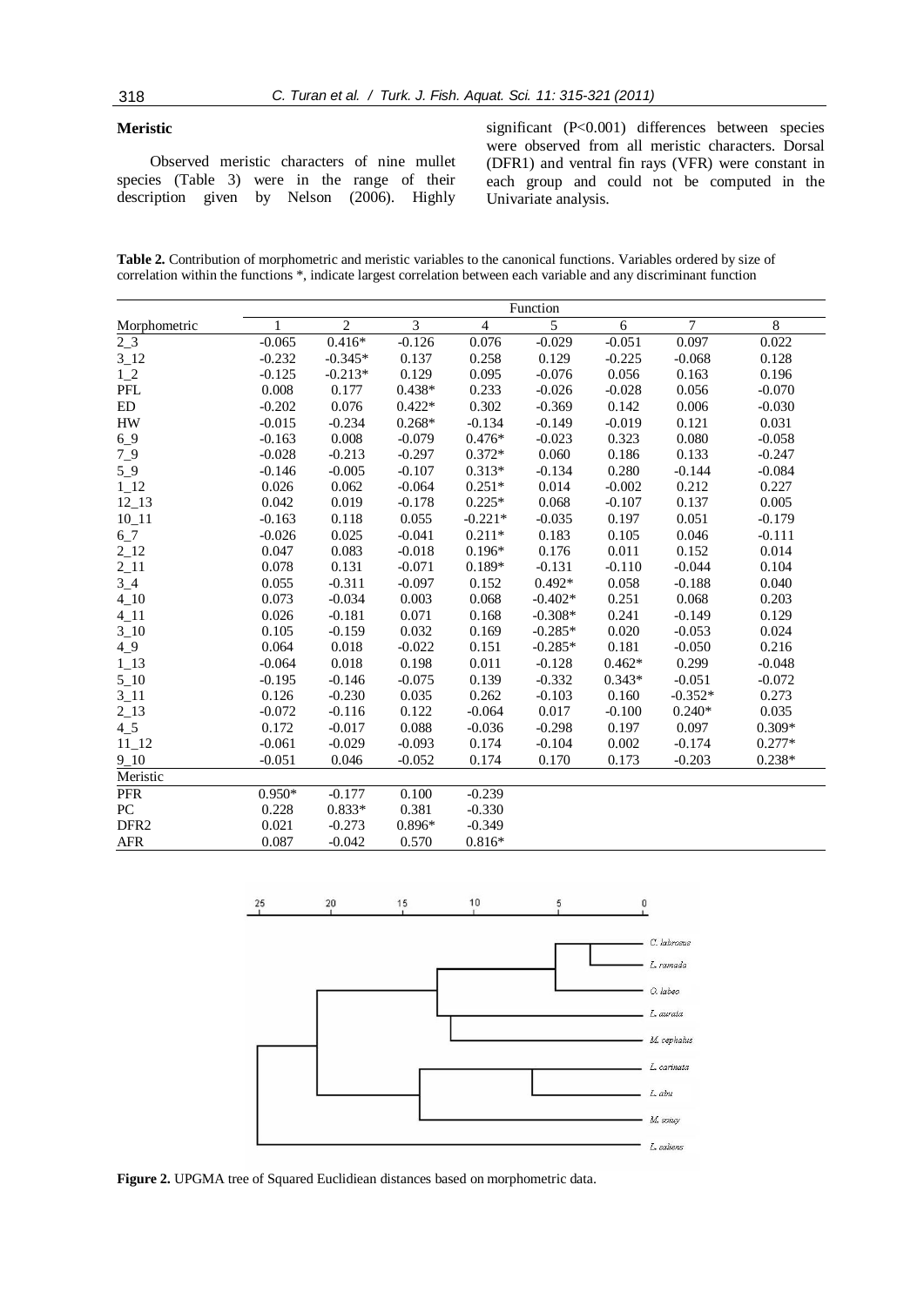### Meristic

Observed meristic characters of nine mullet species (Table 3) were in the range of their description given by Nelson (2006). Highly significant ($P<0.001$) differences between species were observed from all meristic characters. Dorsal (DFR1) and ventral fin rays (VFR) were constant in each group and could not be computed in the Univariate analysis.

**Table 2.** Contribution of morphometric and meristic variables to the canonical functions. Variables ordered by size of correlation within the functions *, indicate largest correlation between each variable and any discriminant function

| | Function | | | | | | | |
|---|---|---|---|---|---|---|---|---|
| Morphometric | 1 | 2 | 3 | 4 | 5 | 6 | 7 | 8 |
| 2_3 | -0.065 | 0.416* | -0.126 | 0.076 | -0.029 | -0.051 | 0.097 | 0.022 |
| 3_12 | -0.232 | -0.345* | 0.137 | 0.258 | 0.129 | -0.225 | -0.068 | 0.128 |
| 1_2 | -0.125 | -0.213* | 0.129 | 0.095 | -0.076 | 0.056 | 0.163 | 0.196 |
| PFL | 0.008 | 0.177 | 0.438* | 0.233 | -0.026 | -0.028 | 0.056 | -0.070 |
| ED | -0.202 | 0.076 | 0.422* | 0.302 | -0.369 | 0.142 | 0.006 | -0.030 |
| HW | -0.015 | -0.234 | 0.268* | -0.134 | -0.149 | -0.019 | 0.121 | 0.031 |
| 6_9 | -0.163 | 0.008 | -0.079 | 0.476* | -0.023 | 0.323 | 0.080 | -0.058 |
| 7_9 | -0.028 | -0.213 | -0.297 | 0.372* | 0.060 | 0.186 | 0.133 | -0.247 |
| 5_9 | -0.146 | -0.005 | -0.107 | 0.313* | -0.134 | 0.280 | -0.144 | -0.084 |
| 1_12 | 0.026 | 0.062 | -0.064 | 0.251* | 0.014 | -0.002 | 0.212 | 0.227 |
| 12_13 | 0.042 | 0.019 | -0.178 | 0.225* | 0.068 | -0.107 | 0.137 | 0.005 |
| 10_11 | -0.163 | 0.118 | 0.055 | -0.221* | -0.035 | 0.197 | 0.051 | -0.179 |
| 6_7 | -0.026 | 0.025 | -0.041 | 0.211* | 0.183 | 0.105 | 0.046 | -0.111 |
| 2_12 | 0.047 | 0.083 | -0.018 | 0.196* | 0.176 | 0.011 | 0.152 | 0.014 |
| 2_11 | 0.078 | 0.131 | -0.071 | 0.189* | -0.131 | -0.110 | -0.044 | 0.104 |
| 3_4 | 0.055 | -0.311 | -0.097 | 0.152 | 0.492* | 0.058 | -0.188 | 0.040 |
| 4_10 | 0.073 | -0.034 | 0.003 | 0.068 | -0.402* | 0.251 | 0.068 | 0.203 |
| 4_11 | 0.026 | -0.181 | 0.071 | 0.168 | -0.308* | 0.241 | -0.149 | 0.129 |
| 3_10 | 0.105 | -0.159 | 0.032 | 0.169 | -0.285* | 0.020 | -0.053 | 0.024 |
| 4_9 | 0.064 | 0.018 | -0.022 | 0.151 | -0.285* | 0.181 | -0.050 | 0.216 |
| 1_13 | -0.064 | 0.018 | 0.198 | 0.011 | -0.128 | 0.462* | 0.299 | -0.048 |
| 5_10 | -0.195 | -0.146 | -0.075 | 0.139 | -0.332 | 0.343* | -0.051 | -0.072 |
| 3_11 | 0.126 | -0.230 | 0.035 | 0.262 | -0.103 | 0.160 | -0.352* | 0.273 |
| 2_13 | -0.072 | -0.116 | 0.122 | -0.064 | 0.017 | -0.100 | 0.240* | 0.035 |
| 4_5 | 0.172 | -0.017 | 0.088 | -0.036 | -0.298 | 0.197 | 0.097 | 0.309* |
| 11_12 | -0.061 | -0.029 | -0.093 | 0.174 | -0.104 | 0.002 | -0.174 | 0.277* |
| 9_10 | -0.051 | 0.046 | -0.052 | 0.174 | 0.170 | 0.173 | -0.203 | 0.238* |
| Meristic | | | | | | | | |
| PFR | 0.950* | -0.177 | 0.100 | -0.239 | | | | |
| PC | 0.228 | 0.833* | 0.381 | -0.330 | | | | |
| DFR2 | 0.021 | -0.273 | 0.896* | -0.349 | | | | |
| AFR | 0.087 | -0.042 | 0.570 | 0.816* | | | | |

**Figure 2.** UPGMA tree of Squared Euclidiean distances based on morphometric data.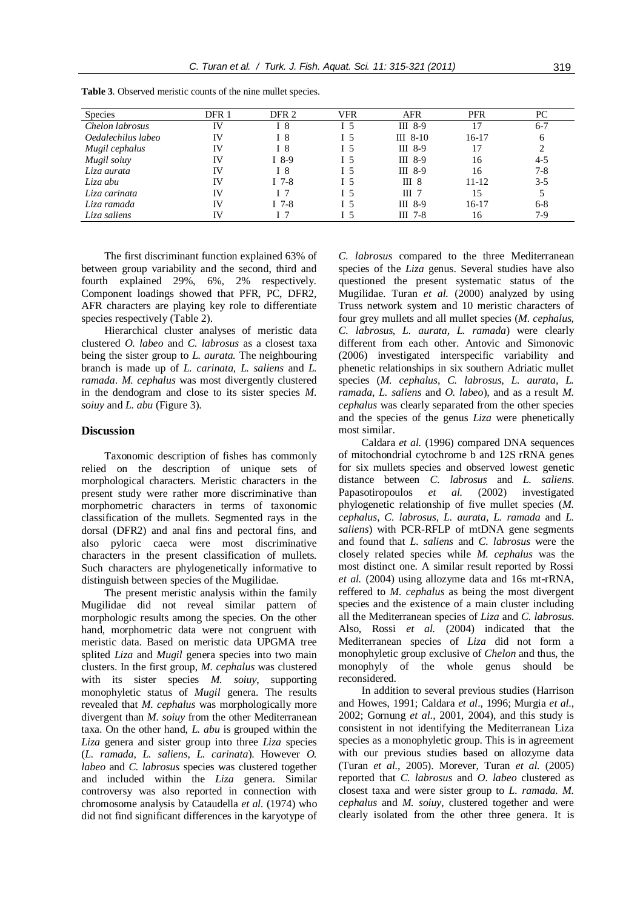**Table 3**. Observed meristic counts of the nine mullet species.

| Species | DFR 1 | DFR 2 | VFR | AFR | PFR | PC |
|---|---|---|---|---|---|---|
| *Chelon labrosus* | IV | I 8 | I 5 | III 8-9 | 17 | 6-7 |
| *Oedalechilus labeo* | IV | I 8 | I 5 | III 8-10 | 16-17 | 6 |
| *Mugil cephalus* | IV | I 8 | I 5 | III 8-9 | 17 | 2 |
| *Mugil soiuy* | IV | I 8-9 | I 5 | III 8-9 | 16 | 4-5 |
| *Liza aurata* | IV | I 8 | I 5 | III 8-9 | 16 | 7-8 |
| *Liza abu* | IV | I 7-8 | I 5 | III 8 | 11-12 | 3-5 |
| *Liza carinata* | IV | I 7 | I 5 | III 7 | 15 | 5 |
| *Liza ramada* | IV | I 7-8 | I 5 | III 8-9 | 16-17 | 6-8 |
| *Liza saliens* | IV | I 7 | I 5 | III 7-8 | 16 | 7-9 |

The first discriminant function explained 63% of between group variability and the second, third and fourth explained 29%, 6%, 2% respectively. Component loadings showed that PFR, PC, DFR2, AFR characters are playing key role to differentiate species respectively (Table 2).

Hierarchical cluster analyses of meristic data clustered *O. labeo* and *C. labrosus* as a closest taxa being the sister group to *L. aurata.* The neighbouring branch is made up of *L. carinata*, *L. saliens* and *L. ramada*. *M. cephalus* was most divergently clustered in the dendogram and close to its sister species *M. soiuy* and *L. abu* (Figure 3).

## Discussion

Taxonomic description of fishes has commonly relied on the description of unique sets of morphological characters. Meristic characters in the present study were rather more discriminative than morphometric characters in terms of taxonomic classification of the mullets. Segmented rays in the dorsal (DFR2) and anal fins and pectoral fins, and also pyloric caeca were most discriminative characters in the present classification of mullets. Such characters are phylogenetically informative to distinguish between species of the Mugilidae.

The present meristic analysis within the family Mugilidae did not reveal similar pattern of morphologic results among the species. On the other hand, morphometric data were not congruent with meristic data. Based on meristic data UPGMA tree splited *Liza* and *Mugil* genera species into two main clusters. In the first group, *M. cephalus* was clustered with its sister species *M. soiuy*, supporting monophyletic status of *Mugil* genera. The results revealed that *M. cephalus* was morphologically more divergent than *M. soiuy* from the other Mediterranean taxa. On the other hand, *L. abu* is grouped within the *Liza* genera and sister group into three *Liza* species (*L. ramada*, *L. saliens*, *L. carinata*). However *O. labeo* and *C. labrosus* species was clustered together and included within the *Liza* genera. Similar controversy was also reported in connection with chromosome analysis by Cataudella *et al.* (1974) who did not find significant differences in the karyotype of *C. labrosus* compared to the three Mediterranean species of the *Liza* genus. Several studies have also questioned the present systematic status of the Mugilidae. Turan *et al.* (2000) analyzed by using Truss network system and 10 meristic characters of four grey mullets and all mullet species (*M. cephalus, C. labrosus, L. aurata, L. ramada*) were clearly different from each other. Antovic and Simonovic (2006) investigated interspecific variability and phenetic relationships in six southern Adriatic mullet species (*M. cephalus*, *C. labrosus*, *L. aurata, L. ramada*, *L. saliens* and *O. labeo*), and as a result *M. cephalus* was clearly separated from the other species and the species of the genus *Liza* were phenetically most similar.

Caldara *et al.* (1996) compared DNA sequences of mitochondrial cytochrome b and 12S rRNA genes for six mullets species and observed lowest genetic distance between *C. labrosus* and *L. saliens.* Papasotiropoulos *et al.* (2002) investigated phylogenetic relationship of five mullet species (*M. cephalus*, *C. labrosus, L. aurata, L. ramada* and *L. saliens*) with PCR-RFLP of mtDNA gene segments and found that *L. saliens* and *C. labrosus* were the closely related species while *M. cephalus* was the most distinct one. A similar result reported by Rossi *et al.* (2004) using allozyme data and 16s mt-rRNA, reffered to *M. cephalus* as being the most divergent species and the existence of a main cluster including all the Mediterranean species of *Liza* and *C. labrosus.* Also, Rossi *et al.* (2004) indicated that the Mediterranean species of *Liza* did not form a monophyletic group exclusive of *Chelon* and thus, the monophyly of the whole genus should be reconsidered.

In addition to several previous studies (Harrison and Howes, 1991; Caldara *et al*., 1996; Murgia *et al*., 2002; Gornung *et al*., 2001, 2004), and this study is consistent in not identifying the Mediterranean Liza species as a monophyletic group. This is in agreement with our previous studies based on allozyme data (Turan *et al*., 2005). Morever, Turan *et al.* (2005) reported that *C. labrosus* and *O. labeo* clustered as closest taxa and were sister group to *L. ramada. M. cephalus* and *M. soiuy,* clustered together and were clearly isolated from the other three genera. It is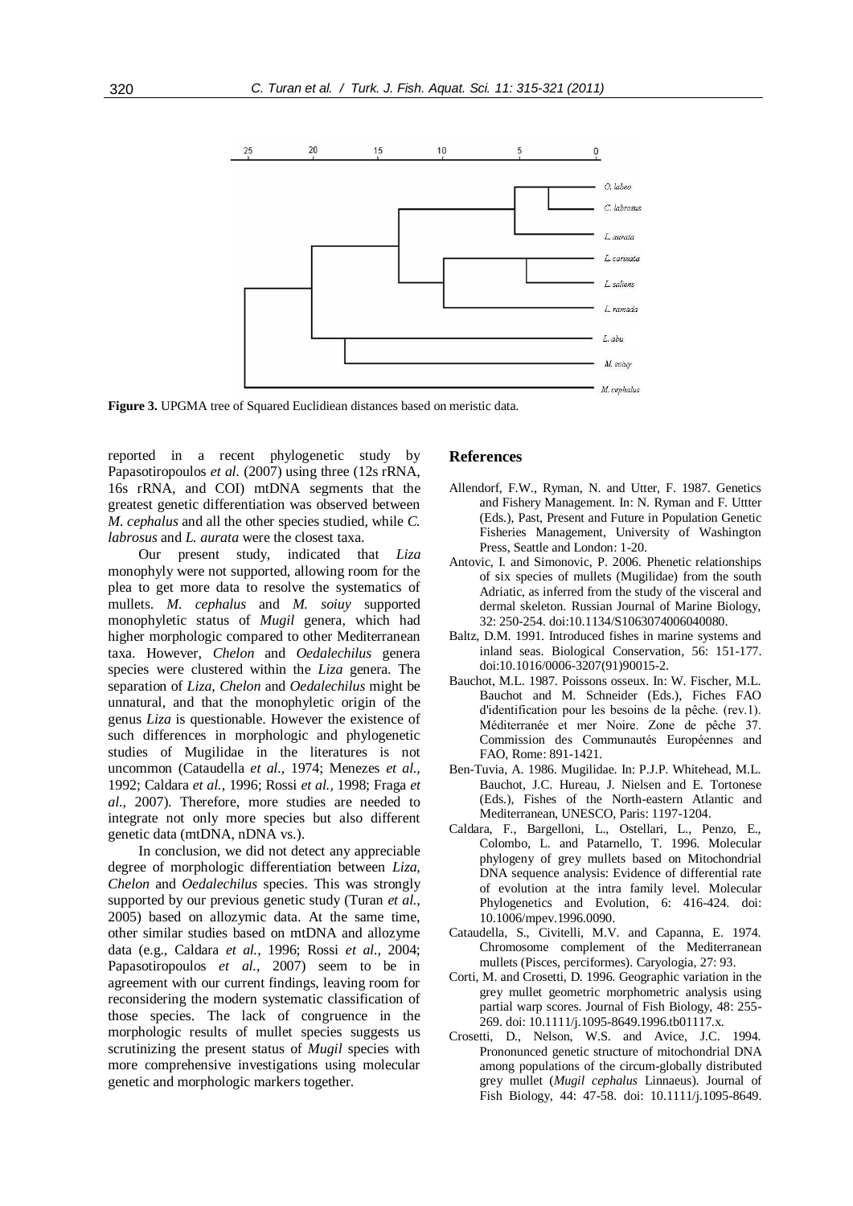**Figure 3.** UPGMA tree of Squared Euclidiean distances based on meristic data.

reported in a recent phylogenetic study by Papasotiropoulos *et al.* (2007) using three (12s rRNA, 16s rRNA, and COI) mtDNA segments that the greatest genetic differentiation was observed between *M. cephalus* and all the other species studied, while *C. labrosus* and *L. aurata* were the closest taxa.

Our present study, indicated that *Liza* monophyly were not supported, allowing room for the plea to get more data to resolve the systematics of mullets. *M. cephalus* and *M. soiuy* supported monophyletic status of *Mugil* genera, which had higher morphologic compared to other Mediterranean taxa. However, *Chelon* and *Oedalechilus* genera species were clustered within the *Liza* genera. The separation of *Liza*, *Chelon* and *Oedalechilus* might be unnatural, and that the monophyletic origin of the genus *Liza* is questionable. However the existence of such differences in morphologic and phylogenetic studies of Mugilidae in the literatures is not uncommon (Cataudella *et al.,* 1974; Menezes *et al.,* 1992; Caldara *et al.*, 1996; Rossi *et al.*, 1998; Fraga *et al.,* 2007). Therefore, more studies are needed to integrate not only more species but also different genetic data (mtDNA, nDNA vs.).

In conclusion, we did not detect any appreciable degree of morphologic differentiation between *Liza*, *Chelon* and *Oedalechilus* species. This was strongly supported by our previous genetic study (Turan *et al.*, 2005) based on allozymic data. At the same time, other similar studies based on mtDNA and allozyme data (e.g., Caldara *et al.*, 1996; Rossi *et al.,* 2004; Papasotiropoulos *et al.*, 2007) seem to be in agreement with our current findings, leaving room for reconsidering the modern systematic classification of those species. The lack of congruence in the morphologic results of mullet species suggests us scrutinizing the present status of *Mugil* species with more comprehensive investigations using molecular genetic and morphologic markers together.

## References

Allendorf, F.W., Ryman, N. and Utter, F. 1987. Genetics and Fishery Management. In: N. Ryman and F. Uttter (Eds.), Past, Present and Future in Population Genetic Fisheries Management, University of Washington Press, Seattle and London: 1-20.

Antovic, I. and Simonovic, P. 2006. Phenetic relationships of six species of mullets (Mugilidae) from the south Adriatic, as inferred from the study of the visceral and dermal skeleton. Russian Journal of Marine Biology, 32: 250-254. doi:10.1134/S1063074006040080.

Baltz, D.M. 1991. Introduced fishes in marine systems and inland seas. Biological Conservation, 56: 151-177. doi:10.1016/0006-3207(91)90015-2.

Bauchot, M.L. 1987. Poissons osseux. In: W. Fischer, M.L. Bauchot and M. Schneider (Eds.), Fiches FAO d'identification pour les besoins de la pêche. (rev.1). Méditerranée et mer Noire. Zone de pêche 37. Commission des Communautés Européennes and FAO, Rome: 891-1421.

Ben-Tuvia, A. 1986. Mugilidae. In: P.J.P. Whitehead, M.L. Bauchot, J.C. Hureau, J. Nielsen and E. Tortonese (Eds.), Fishes of the North-eastern Atlantic and Mediterranean, UNESCO, Paris: 1197-1204.

Caldara, F., Bargelloni, L., Ostellari, L., Penzo, E., Colombo, L. and Patarnello, T. 1996. Molecular phylogeny of grey mullets based on Mitochondrial DNA sequence analysis: Evidence of differential rate of evolution at the intra family level. Molecular Phylogenetics and Evolution, 6: 416-424. doi: 10.1006/mpev.1996.0090.

Cataudella, S., Civitelli, M.V. and Capanna, E. 1974. Chromosome complement of the Mediterranean mullets (Pisces, perciformes). Caryologia, 27: 93.

Corti, M. and Crosetti, D. 1996. Geographic variation in the grey mullet geometric morphometric analysis using partial warp scores. Journal of Fish Biology, 48: 255-269. doi: 10.1111/j.1095-8649.1996.tb01117.x.

Crosetti, D., Nelson, W.S. and Avice, J.C. 1994. Prononunced genetic structure of mitochondrial DNA among populations of the circum-globally distributed grey mullet (*Mugil cephalus* Linnaeus). Journal of Fish Biology, 44: 47-58. doi: 10.1111/j.1095-8649.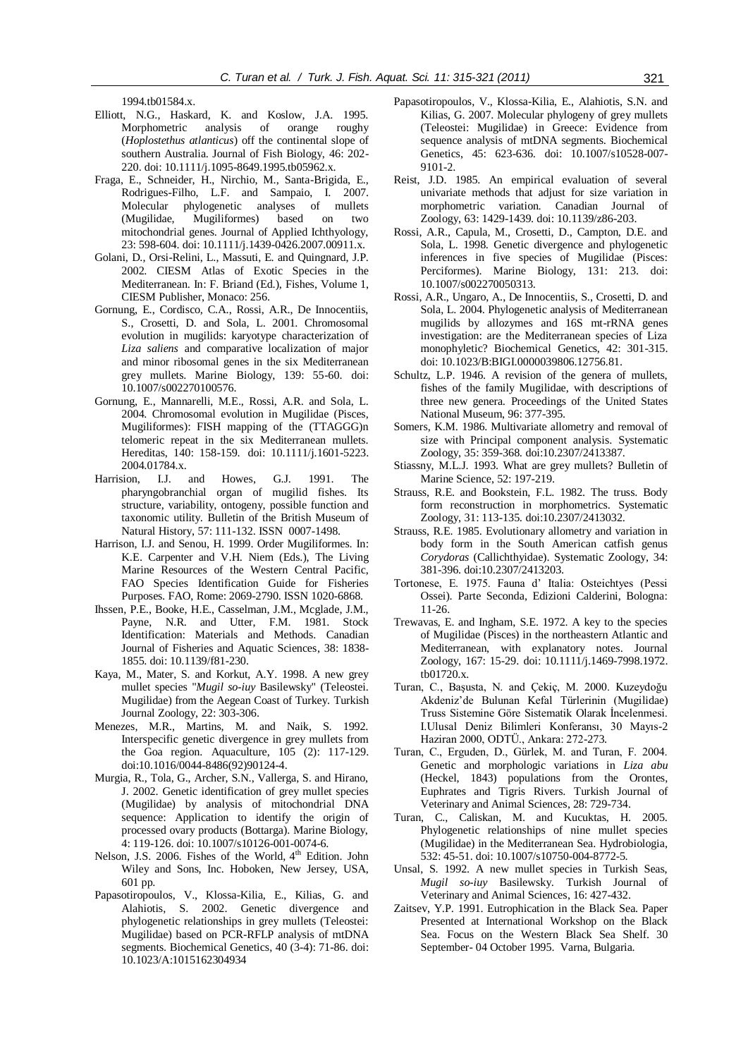1994.tb01584.x.

Elliott, N.G., Haskard, K. and Koslow, J.A. 1995. Morphometric analysis of orange roughy (*Hoplostethus atlanticus*) off the continental slope of southern Australia. Journal of Fish Biology, 46: 202-220. doi: 10.1111/j.1095-8649.1995.tb05962.x.

Fraga, E., Schneider, H., Nirchio, M., Santa-Brigida, E., Rodrigues-Filho, L.F. and Sampaio, I. 2007. Molecular phylogenetic analyses of mullets (Mugilidae, Mugiliformes) based on two mitochondrial genes. Journal of Applied Ichthyology, 23: 598-604. doi: 10.1111/j.1439-0426.2007.00911.x.

Golani, D., Orsi-Relini, L., Massuti, E. and Quingnard, J.P. 2002. CIESM Atlas of Exotic Species in the Mediterranean. In: F. Briand (Ed.), Fishes, Volume 1, CIESM Publisher, Monaco: 256.

Gornung, E., Cordisco, C.A., Rossi, A.R., De Innocentiis, S., Crosetti, D. and Sola, L. 2001. Chromosomal evolution in mugilids: karyotype characterization of *Liza saliens* and comparative localization of major and minor ribosomal genes in the six Mediterranean grey mullets. Marine Biology, 139: 55-60. doi: 10.1007/s002270100576.

Gornung, E., Mannarelli, M.E., Rossi, A.R. and Sola, L. 2004. Chromosomal evolution in Mugilidae (Pisces, Mugiliformes): FISH mapping of the (TTAGGG)n telomeric repeat in the six Mediterranean mullets. Hereditas, 140: 158-159. doi: 10.1111/j.1601-5223.2004.01784.x.

Harrision, I.J. and Howes, G.J. 1991. The pharyngobranchial organ of mugilid fishes. Its structure, variability, ontogeny, possible function and taxonomic utility. Bulletin of the British Museum of Natural History, 57: 111-132. ISSN 0007-1498.

Harrison, I.J. and Senou, H. 1999. Order Mugiliformes. In: K.E. Carpenter and V.H. Niem (Eds.), The Living Marine Resources of the Western Central Pacific, FAO Species Identification Guide for Fisheries Purposes. FAO, Rome: 2069-2790. ISSN 1020-6868.

Ihssen, P.E., Booke, H.E., Casselman, J.M., Mcglade, J.M., Payne, N.R. and Utter, F.M. 1981. Stock Identification: Materials and Methods. Canadian Journal of Fisheries and Aquatic Sciences, 38: 1838-1855. doi: 10.1139/f81-230.

Kaya, M., Mater, S. and Korkut, A.Y. 1998. A new grey mullet species "*Mugil so-iuy* Basilewsky" (Teleostei. Mugilidae) from the Aegean Coast of Turkey. Turkish Journal Zoology, 22: 303-306.

Menezes, M.R., Martins, M. and Naik, S. 1992. Interspecific genetic divergence in grey mullets from the Goa region. Aquaculture, 105 (2): 117-129. doi:10.1016/0044-8486(92)90124-4.

Murgia, R., Tola, G., Archer, S.N., Vallerga, S. and Hirano, J. 2002. Genetic identification of grey mullet species (Mugilidae) by analysis of mitochondrial DNA sequence: Application to identify the origin of processed ovary products (Bottarga). Marine Biology, 4: 119-126. doi: 10.1007/s10126-001-0074-6.

Nelson, J.S. 2006. Fishes of the World, 4th Edition. John Wiley and Sons, Inc. Hoboken, New Jersey, USA, 601 pp.

Papasotiropoulos, V., Klossa-Kilia, E., Kilias, G. and Alahiotis, S. 2002. Genetic divergence and phylogenetic relationships in grey mullets (Teleostei: Mugilidae) based on PCR-RFLP analysis of mtDNA segments. Biochemical Genetics, 40 (3-4): 71-86. doi: 10.1023/A:1015162304934

Papasotiropoulos, V., Klossa-Kilia, E., Alahiotis, S.N. and Kilias, G. 2007. Molecular phylogeny of grey mullets (Teleostei: Mugilidae) in Greece: Evidence from sequence analysis of mtDNA segments. Biochemical Genetics, 45: 623-636. doi: 10.1007/s10528-007-9101-2.

Reist, J.D. 1985. An empirical evaluation of several univariate methods that adjust for size variation in morphometric variation. Canadian Journal of Zoology, 63: 1429-1439. doi: 10.1139/z86-203.

Rossi, A.R., Capula, M., Crosetti, D., Campton, D.E. and Sola, L. 1998. Genetic divergence and phylogenetic inferences in five species of Mugilidae (Pisces: Perciformes). Marine Biology, 131: 213. doi: 10.1007/s002270050313.

Rossi, A.R., Ungaro, A., De Innocentiis, S., Crosetti, D. and Sola, L. 2004. Phylogenetic analysis of Mediterranean mugilids by allozymes and 16S mt-rRNA genes investigation: are the Mediterranean species of Liza monophyletic? Biochemical Genetics, 42: 301-315. doi: 10.1023/B:BIGI.0000039806.12756.81.

Schultz, L.P. 1946. A revision of the genera of mullets, fishes of the family Mugilidae, with descriptions of three new genera. Proceedings of the United States National Museum, 96: 377-395.

Somers, K.M. 1986. Multivariate allometry and removal of size with Principal component analysis. Systematic Zoology, 35: 359-368. doi:10.2307/2413387.

Stiassny, M.L.J. 1993. What are grey mullets? Bulletin of Marine Science, 52: 197-219.

Strauss, R.E. and Bookstein, F.L. 1982. The truss. Body form reconstruction in morphometrics. Systematic Zoology, 31: 113-135. doi:10.2307/2413032.

Strauss, R.E. 1985. Evolutionary allometry and variation in body form in the South American catfish genus *Corydoras* (Callichthyidae). Systematic Zoology, 34: 381-396. doi:10.2307/2413203.

Tortonese, E. 1975. Fauna d' Italia: Osteichtyes (Pessi Ossei). Parte Seconda, Edizioni Calderini, Bologna: 11-26.

Trewavas, E. and Ingham, S.E. 1972. A key to the species of Mugilidae (Pisces) in the northeastern Atlantic and Mediterranean, with explanatory notes. Journal Zoology, 167: 15-29. doi: 10.1111/j.1469-7998.1972.tb01720.x.

Turan, C., Başusta, N. and Çekiç, M. 2000. Kuzeydoğu Akdeniz'de Bulunan Kefal Türlerinin (Mugilidae) Truss Sistemine Göre Sistematik Olarak İncelenmesi. I.Ulusal Deniz Bilimleri Konferansı, 30 Mayıs-2 Haziran 2000, ODTÜ., Ankara: 272-273.

Turan, C., Erguden, D., Gürlek, M. and Turan, F. 2004. Genetic and morphologic variations in *Liza abu* (Heckel, 1843) populations from the Orontes, Euphrates and Tigris Rivers. Turkish Journal of Veterinary and Animal Sciences, 28: 729-734.

Turan, C., Caliskan, M. and Kucuktas, H. 2005. Phylogenetic relationships of nine mullet species (Mugilidae) in the Mediterranean Sea. Hydrobiologia, 532: 45-51. doi: 10.1007/s10750-004-8772-5.

Unsal, S. 1992. A new mullet species in Turkish Seas, *Mugil so-iuy* Basilewsky. Turkish Journal of Veterinary and Animal Sciences, 16: 427-432.

Zaitsev, Y.P. 1991. Eutrophication in the Black Sea. Paper Presented at International Workshop on the Black Sea. Focus on the Western Black Sea Shelf. 30 September- 04 October 1995. Varna, Bulgaria.